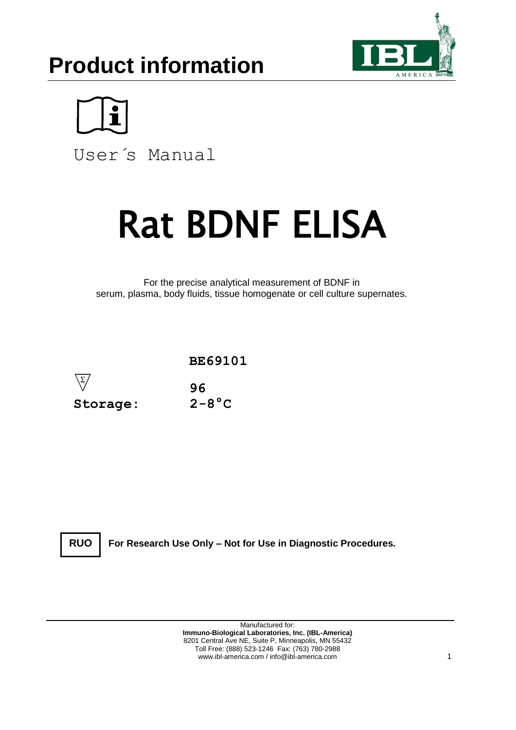# Product information

User´s Manual

# Rat BDNF ELISA

For the precise analytical measurement of BDNF in serum, plasma, body fluids, tissue homogenate or cell culture supernates.

**BE69101**

**Σ 96**

**Storage: 2-8°C**

**RUO** **For Research Use Only – Not for Use in Diagnostic Procedures.**

Manufactured for:
**Immuno-Biological Laboratories, Inc. (IBL-America)**
8201 Central Ave NE, Suite P, Minneapolis, MN 55432
Toll Free: (888) 523-1246 Fax: (763) 780-2988
www.ibl-america.com / info@ibl-america.com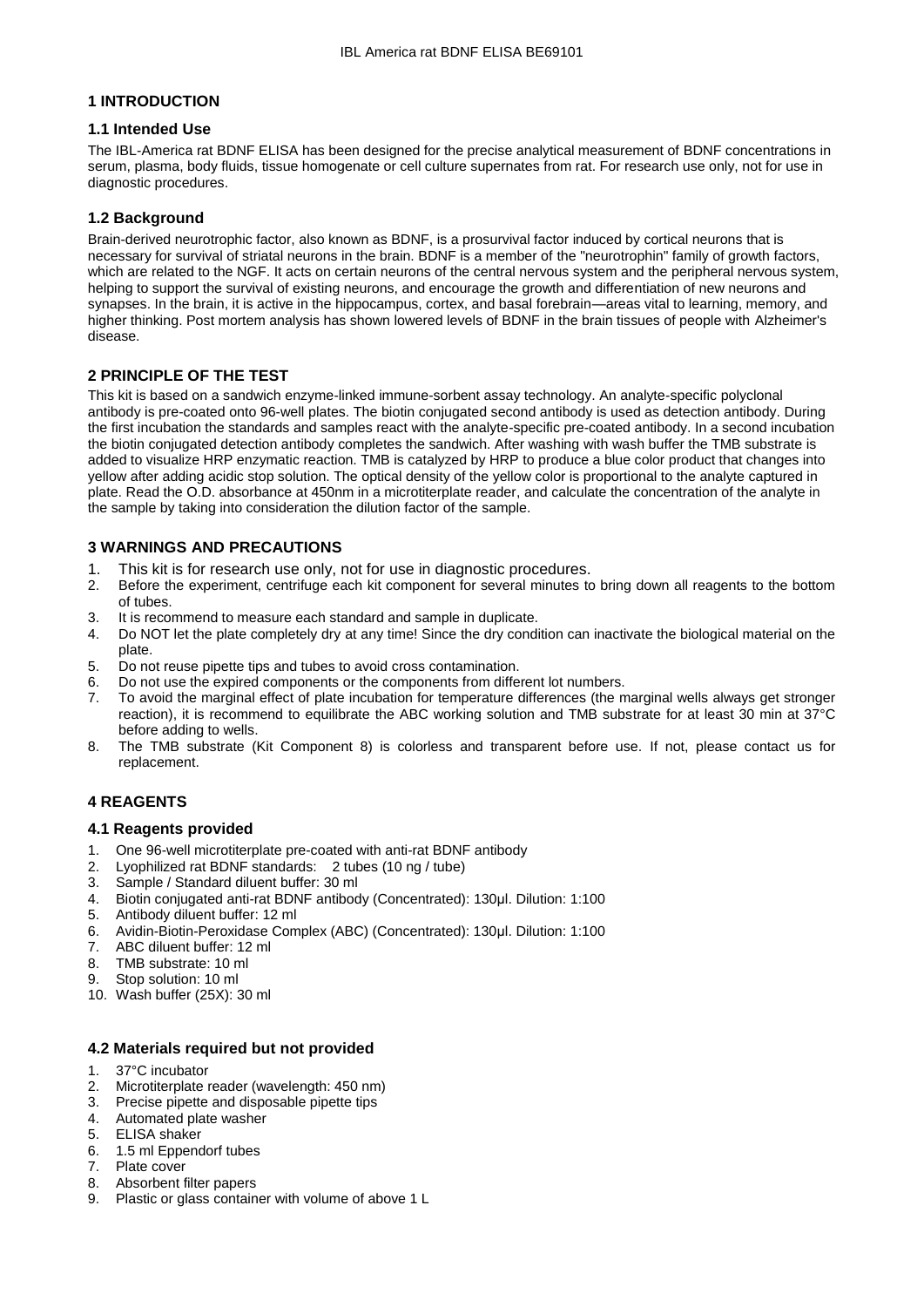## 1 INTRODUCTION

### 1.1 Intended Use

The IBL-America rat BDNF ELISA has been designed for the precise analytical measurement of BDNF concentrations in serum, plasma, body fluids, tissue homogenate or cell culture supernates from rat. For research use only, not for use in diagnostic procedures.

### 1.2 Background

Brain-derived neurotrophic factor, also known as BDNF, is a prosurvival factor induced by cortical neurons that is necessary for survival of striatal neurons in the brain. BDNF is a member of the "neurotrophin" family of growth factors, which are related to the NGF. It acts on certain neurons of the central nervous system and the peripheral nervous system, helping to support the survival of existing neurons, and encourage the growth and differentiation of new neurons and synapses. In the brain, it is active in the hippocampus, cortex, and basal forebrain—areas vital to learning, memory, and higher thinking. Post mortem analysis has shown lowered levels of BDNF in the brain tissues of people with Alzheimer's disease.

## 2 PRINCIPLE OF THE TEST

This kit is based on a sandwich enzyme-linked immune-sorbent assay technology. An analyte-specific polyclonal antibody is pre-coated onto 96-well plates. The biotin conjugated second antibody is used as detection antibody. During the first incubation the standards and samples react with the analyte-specific pre-coated antibody. In a second incubation the biotin conjugated detection antibody completes the sandwich. After washing with wash buffer the TMB substrate is added to visualize HRP enzymatic reaction. TMB is catalyzed by HRP to produce a blue color product that changes into yellow after adding acidic stop solution. The optical density of the yellow color is proportional to the analyte captured in plate. Read the O.D. absorbance at 450nm in a microtiterplate reader, and calculate the concentration of the analyte in the sample by taking into consideration the dilution factor of the sample.

## 3 WARNINGS AND PRECAUTIONS

1. This kit is for research use only, not for use in diagnostic procedures.
2. Before the experiment, centrifuge each kit component for several minutes to bring down all reagents to the bottom of tubes.
3. It is recommend to measure each standard and sample in duplicate.
4. Do NOT let the plate completely dry at any time! Since the dry condition can inactivate the biological material on the plate.
5. Do not reuse pipette tips and tubes to avoid cross contamination.
6. Do not use the expired components or the components from different lot numbers.
7. To avoid the marginal effect of plate incubation for temperature differences (the marginal wells always get stronger reaction), it is recommend to equilibrate the ABC working solution and TMB substrate for at least 30 min at 37°C before adding to wells.
8. The TMB substrate (Kit Component 8) is colorless and transparent before use. If not, please contact us for replacement.

## 4 REAGENTS

### 4.1 Reagents provided

1. One 96-well microtiterplate pre-coated with anti-rat BDNF antibody
2. Lyophilized rat BDNF standards: 2 tubes (10 ng / tube)
3. Sample / Standard diluent buffer: 30 ml
4. Biotin conjugated anti-rat BDNF antibody (Concentrated): 130µl. Dilution: 1:100
5. Antibody diluent buffer: 12 ml
6. Avidin-Biotin-Peroxidase Complex (ABC) (Concentrated): 130µl. Dilution: 1:100
7. ABC diluent buffer: 12 ml
8. TMB substrate: 10 ml
9. Stop solution: 10 ml
10. Wash buffer (25X): 30 ml

### 4.2 Materials required but not provided

1. 37°C incubator
2. Microtiterplate reader (wavelength: 450 nm)
3. Precise pipette and disposable pipette tips
4. Automated plate washer
5. ELISA shaker
6. 1.5 ml Eppendorf tubes
7. Plate cover
8. Absorbent filter papers
9. Plastic or glass container with volume of above 1 L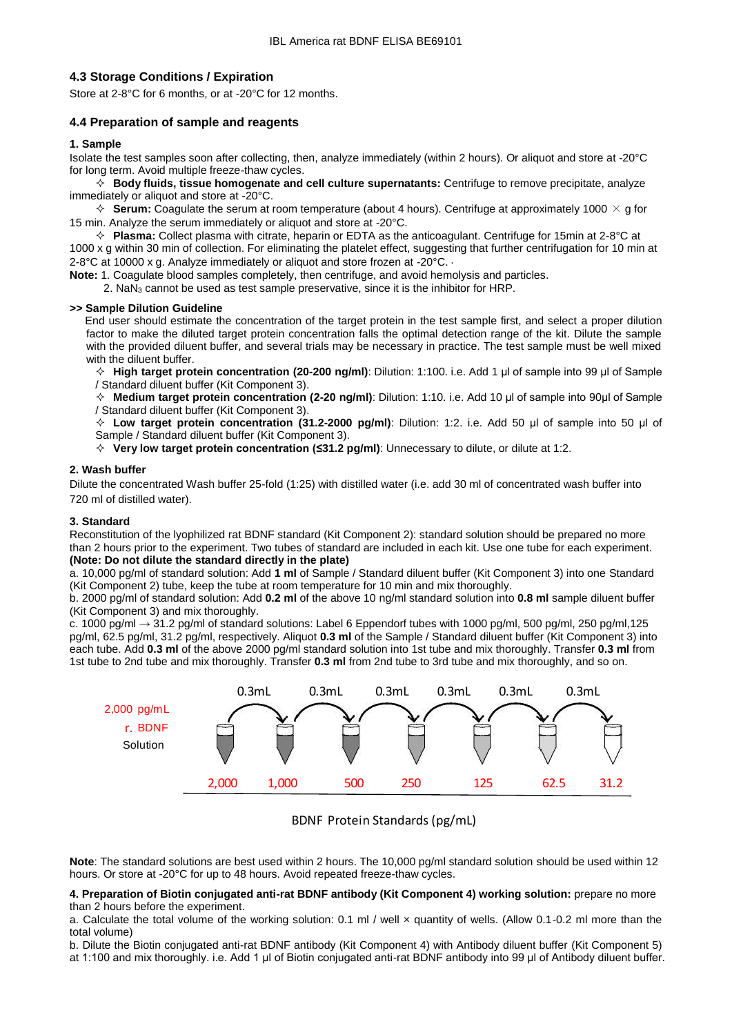### 4.3 Storage Conditions / Expiration

Store at 2-8°C for 6 months, or at -20°C for 12 months.

### 4.4 Preparation of sample and reagents

**1. Sample**

Isolate the test samples soon after collecting, then, analyze immediately (within 2 hours). Or aliquot and store at -20°C for long term. Avoid multiple freeze-thaw cycles.

✧ **Body fluids, tissue homogenate and cell culture supernatants:** Centrifuge to remove precipitate, analyze immediately or aliquot and store at -20°C.

✧ **Serum:** Coagulate the serum at room temperature (about 4 hours). Centrifuge at approximately 1000 × g for 15 min. Analyze the serum immediately or aliquot and store at -20°C.

✧ **Plasma:** Collect plasma with citrate, heparin or EDTA as the anticoagulant. Centrifuge for 15min at 2-8°C at 1000 x g within 30 min of collection. For eliminating the platelet effect, suggesting that further centrifugation for 10 min at 2-8°C at 10000 x g. Analyze immediately or aliquot and store frozen at -20°C. ·

**Note:** 1. Coagulate blood samples completely, then centrifuge, and avoid hemolysis and particles.

2. $NaN_3$ cannot be used as test sample preservative, since it is the inhibitor for HRP.

**>> Sample Dilution Guideline**

End user should estimate the concentration of the target protein in the test sample first, and select a proper dilution factor to make the diluted target protein concentration falls the optimal detection range of the kit. Dilute the sample with the provided diluent buffer, and several trials may be necessary in practice. The test sample must be well mixed with the diluent buffer.

✧ **High target protein concentration (20-200 ng/ml)**: Dilution: 1:100. i.e. Add 1 µl of sample into 99 µl of Sample / Standard diluent buffer (Kit Component 3).

✧ **Medium target protein concentration (2-20 ng/ml)**: Dilution: 1:10. i.e. Add 10 µl of sample into 90µl of Sample / Standard diluent buffer (Kit Component 3).

✧ **Low target protein concentration (31.2-2000 pg/ml)**: Dilution: 1:2. i.e. Add 50 µl of sample into 50 µl of Sample / Standard diluent buffer (Kit Component 3).

✧ **Very low target protein concentration (≤31.2 pg/ml)**: Unnecessary to dilute, or dilute at 1:2.

**2. Wash buffer**

Dilute the concentrated Wash buffer 25-fold (1:25) with distilled water (i.e. add 30 ml of concentrated wash buffer into 720 ml of distilled water).

**3. Standard**

Reconstitution of the lyophilized rat BDNF standard (Kit Component 2): standard solution should be prepared no more than 2 hours prior to the experiment. Two tubes of standard are included in each kit. Use one tube for each experiment.
**(Note: Do not dilute the standard directly in the plate)**

a. 10,000 pg/ml of standard solution: Add **1 ml** of Sample / Standard diluent buffer (Kit Component 3) into one Standard (Kit Component 2) tube, keep the tube at room temperature for 10 min and mix thoroughly.

b. 2000 pg/ml of standard solution: Add **0.2 ml** of the above 10 ng/ml standard solution into **0.8 ml** sample diluent buffer (Kit Component 3) and mix thoroughly.

c. 1000 pg/ml → 31.2 pg/ml of standard solutions: Label 6 Eppendorf tubes with 1000 pg/ml, 500 pg/ml, 250 pg/ml,125 pg/ml, 62.5 pg/ml, 31.2 pg/ml, respectively. Aliquot **0.3 ml** of the Sample / Standard diluent buffer (Kit Component 3) into each tube. Add **0.3 ml** of the above 2000 pg/ml standard solution into 1st tube and mix thoroughly. Transfer **0.3 ml** from 1st tube to 2nd tube and mix thoroughly. Transfer **0.3 ml** from 2nd tube to 3rd tube and mix thoroughly, and so on.

2,000 pg/mL r. BDNF Solution → 0.3mL → 0.3mL → 0.3mL → 0.3mL → 0.3mL → 0.3mL

2,000 | 1,000 | 500 | 250 | 125 | 62.5 | 31.2

BDNF Protein Standards (pg/mL)

**Note**: The standard solutions are best used within 2 hours. The 10,000 pg/ml standard solution should be used within 12 hours. Or store at -20°C for up to 48 hours. Avoid repeated freeze-thaw cycles.

**4. Preparation of Biotin conjugated anti-rat BDNF antibody (Kit Component 4) working solution:** prepare no more than 2 hours before the experiment.

a. Calculate the total volume of the working solution: 0.1 ml / well × quantity of wells. (Allow 0.1-0.2 ml more than the total volume)

b. Dilute the Biotin conjugated anti-rat BDNF antibody (Kit Component 4) with Antibody diluent buffer (Kit Component 5) at 1:100 and mix thoroughly. i.e. Add 1 µl of Biotin conjugated anti-rat BDNF antibody into 99 µl of Antibody diluent buffer.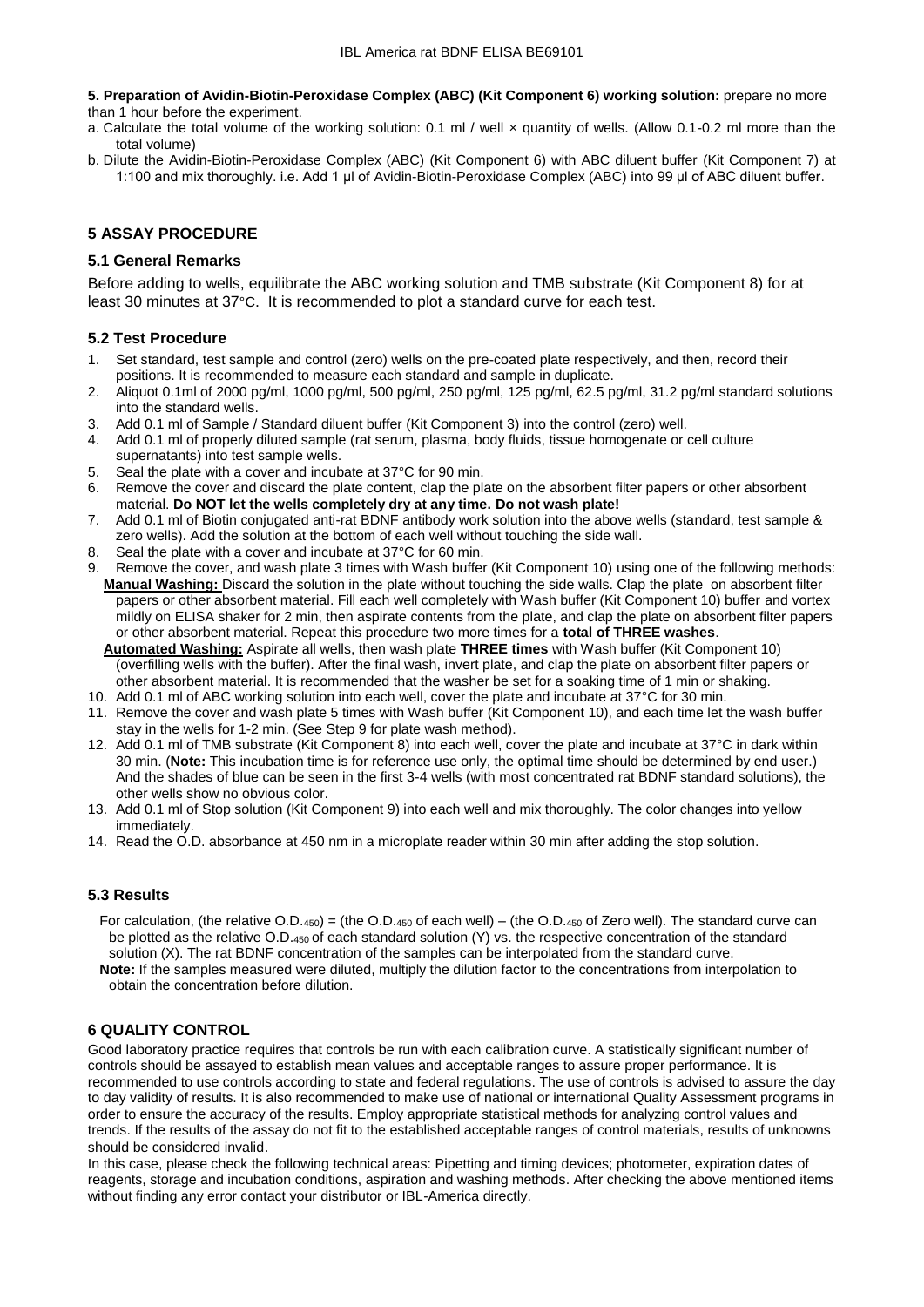**5. Preparation of Avidin-Biotin-Peroxidase Complex (ABC) (Kit Component 6) working solution:** prepare no more than 1 hour before the experiment.

a. Calculate the total volume of the working solution: 0.1 ml / well × quantity of wells. (Allow 0.1-0.2 ml more than the total volume)

b. Dilute the Avidin-Biotin-Peroxidase Complex (ABC) (Kit Component 6) with ABC diluent buffer (Kit Component 7) at 1:100 and mix thoroughly. i.e. Add 1 µl of Avidin-Biotin-Peroxidase Complex (ABC) into 99 µl of ABC diluent buffer.

## 5 ASSAY PROCEDURE

### 5.1 General Remarks

Before adding to wells, equilibrate the ABC working solution and TMB substrate (Kit Component 8) for at least 30 minutes at 37°C. It is recommended to plot a standard curve for each test.

### 5.2 Test Procedure

1. Set standard, test sample and control (zero) wells on the pre-coated plate respectively, and then, record their positions. It is recommended to measure each standard and sample in duplicate.
2. Aliquot 0.1ml of 2000 pg/ml, 1000 pg/ml, 500 pg/ml, 250 pg/ml, 125 pg/ml, 62.5 pg/ml, 31.2 pg/ml standard solutions into the standard wells.
3. Add 0.1 ml of Sample / Standard diluent buffer (Kit Component 3) into the control (zero) well.
4. Add 0.1 ml of properly diluted sample (rat serum, plasma, body fluids, tissue homogenate or cell culture supernatants) into test sample wells.
5. Seal the plate with a cover and incubate at 37°C for 90 min.
6. Remove the cover and discard the plate content, clap the plate on the absorbent filter papers or other absorbent material. **Do NOT let the wells completely dry at any time. Do not wash plate!**
7. Add 0.1 ml of Biotin conjugated anti-rat BDNF antibody work solution into the above wells (standard, test sample & zero wells). Add the solution at the bottom of each well without touching the side wall.
8. Seal the plate with a cover and incubate at 37°C for 60 min.
9. Remove the cover, and wash plate 3 times with Wash buffer (Kit Component 10) using one of the following methods:
   **Manual Washing:** Discard the solution in the plate without touching the side walls. Clap the plate on absorbent filter papers or other absorbent material. Fill each well completely with Wash buffer (Kit Component 10) buffer and vortex mildly on ELISA shaker for 2 min, then aspirate contents from the plate, and clap the plate on absorbent filter papers or other absorbent material. Repeat this procedure two more times for a **total of THREE washes**.
   **Automated Washing:** Aspirate all wells, then wash plate **THREE times** with Wash buffer (Kit Component 10) (overfilling wells with the buffer). After the final wash, invert plate, and clap the plate on absorbent filter papers or other absorbent material. It is recommended that the washer be set for a soaking time of 1 min or shaking.
10. Add 0.1 ml of ABC working solution into each well, cover the plate and incubate at 37°C for 30 min.
11. Remove the cover and wash plate 5 times with Wash buffer (Kit Component 10), and each time let the wash buffer stay in the wells for 1-2 min. (See Step 9 for plate wash method).
12. Add 0.1 ml of TMB substrate (Kit Component 8) into each well, cover the plate and incubate at 37°C in dark within 30 min. (**Note:** This incubation time is for reference use only, the optimal time should be determined by end user.) And the shades of blue can be seen in the first 3-4 wells (with most concentrated rat BDNF standard solutions), the other wells show no obvious color.
13. Add 0.1 ml of Stop solution (Kit Component 9) into each well and mix thoroughly. The color changes into yellow immediately.
14. Read the O.D. absorbance at 450 nm in a microplate reader within 30 min after adding the stop solution.

### 5.3 Results

For calculation, (the relative $O.D._{450}$) = (the $O.D._{450}$ of each well) – (the $O.D._{450}$ of Zero well). The standard curve can be plotted as the relative $O.D._{450}$ of each standard solution (Y) vs. the respective concentration of the standard solution (X). The rat BDNF concentration of the samples can be interpolated from the standard curve.

**Note:** If the samples measured were diluted, multiply the dilution factor to the concentrations from interpolation to obtain the concentration before dilution.

## 6 QUALITY CONTROL

Good laboratory practice requires that controls be run with each calibration curve. A statistically significant number of controls should be assayed to establish mean values and acceptable ranges to assure proper performance. It is recommended to use controls according to state and federal regulations. The use of controls is advised to assure the day to day validity of results. It is also recommended to make use of national or international Quality Assessment programs in order to ensure the accuracy of the results. Employ appropriate statistical methods for analyzing control values and trends. If the results of the assay do not fit to the established acceptable ranges of control materials, results of unknowns should be considered invalid.

In this case, please check the following technical areas: Pipetting and timing devices; photometer, expiration dates of reagents, storage and incubation conditions, aspiration and washing methods. After checking the above mentioned items without finding any error contact your distributor or IBL-America directly.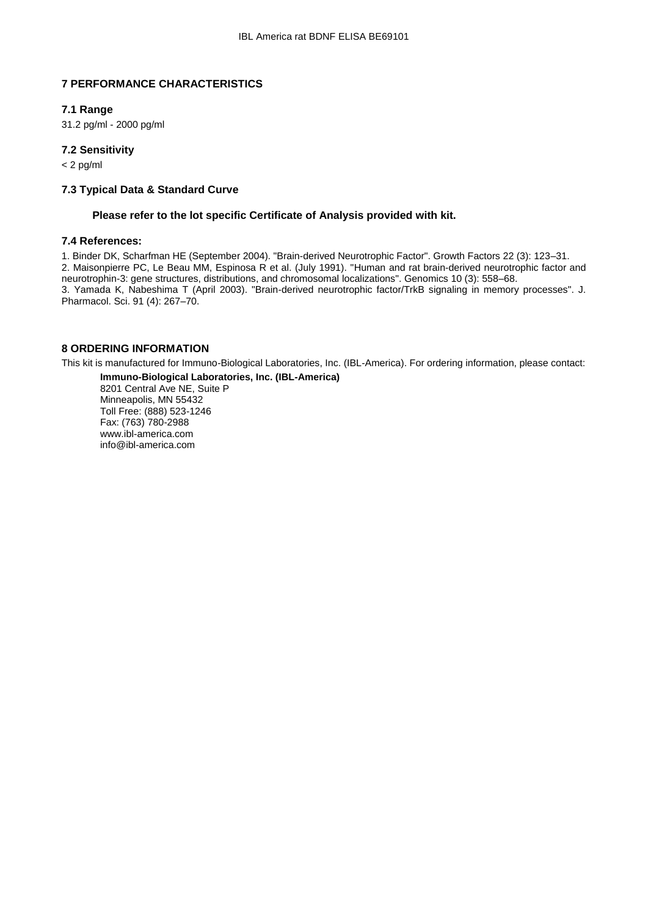## 7 PERFORMANCE CHARACTERISTICS

### 7.1 Range

31.2 pg/ml - 2000 pg/ml

### 7.2 Sensitivity

< 2 pg/ml

### 7.3 Typical Data & Standard Curve

**Please refer to the lot specific Certificate of Analysis provided with kit.**

### 7.4 References:

1. Binder DK, Scharfman HE (September 2004). "Brain-derived Neurotrophic Factor". Growth Factors 22 (3): 123–31.
2. Maisonpierre PC, Le Beau MM, Espinosa R et al. (July 1991). "Human and rat brain-derived neurotrophic factor and neurotrophin-3: gene structures, distributions, and chromosomal localizations". Genomics 10 (3): 558–68.
3. Yamada K, Nabeshima T (April 2003). "Brain-derived neurotrophic factor/TrkB signaling in memory processes". J. Pharmacol. Sci. 91 (4): 267–70.

## 8 ORDERING INFORMATION

This kit is manufactured for Immuno-Biological Laboratories, Inc. (IBL-America). For ordering information, please contact:

**Immuno-Biological Laboratories, Inc. (IBL-America)**
8201 Central Ave NE, Suite P
Minneapolis, MN 55432
Toll Free: (888) 523-1246
Fax: (763) 780-2988
www.ibl-america.com
info@ibl-america.com